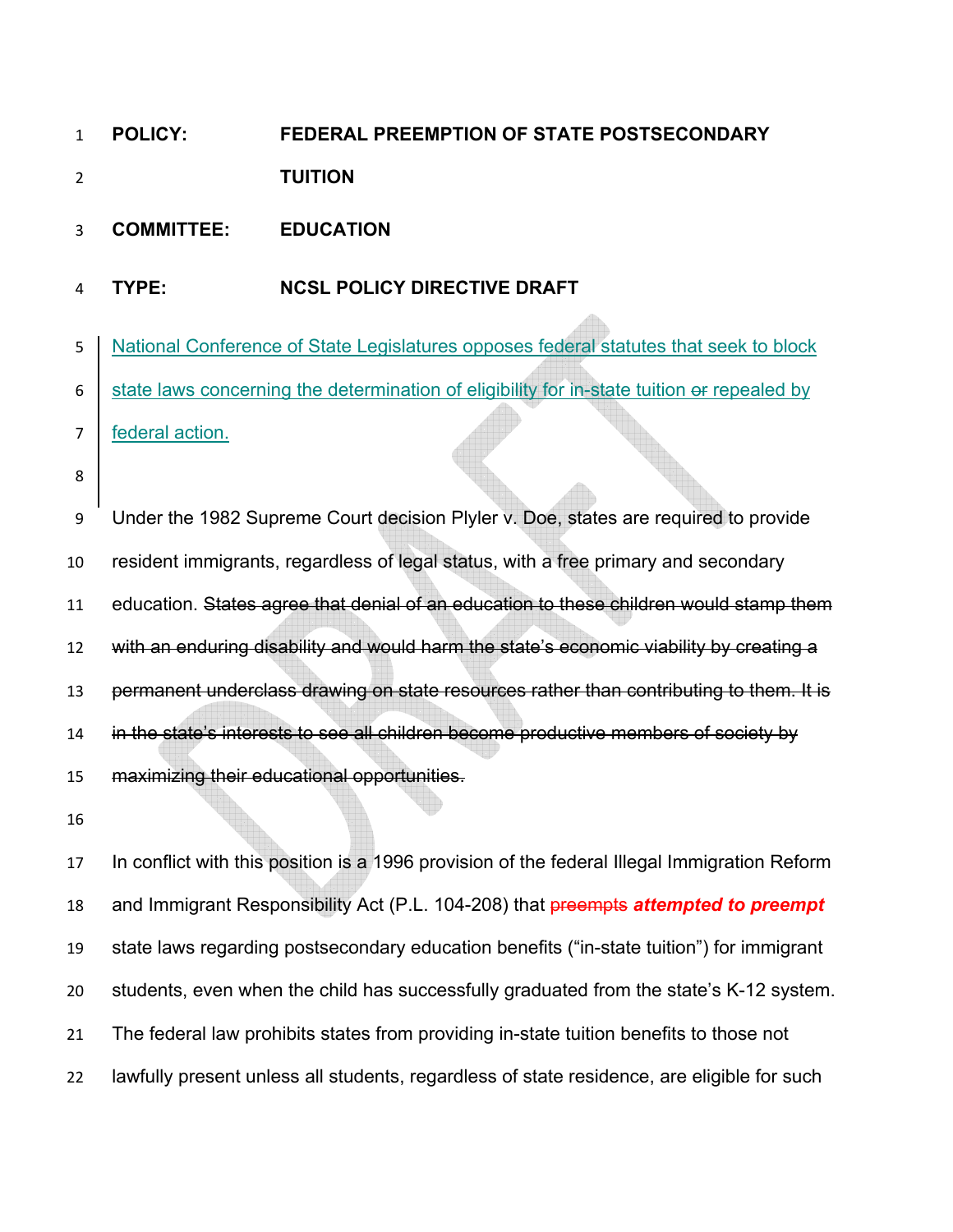**POLICY:** **FEDERAL PREEMPTION OF STATE POSTSECONDARY TUITION**

**COMMITTEE:** **EDUCATION**

**TYPE:** **NCSL POLICY DIRECTIVE DRAFT**

National Conference of State Legislatures opposes federal statutes that seek to block state laws concerning the determination of eligibility for in-state tuition ~~or~~ repealed by federal action.

Under the 1982 Supreme Court decision Plyler v. Doe, states are required to provide resident immigrants, regardless of legal status, with a free primary and secondary education. ~~States agree that denial of an education to these children would stamp them with an enduring disability and would harm the state's economic viability by creating a permanent underclass drawing on state resources rather than contributing to them. It is in the state's interests to see all children become productive members of society by maximizing their educational opportunities.~~

In conflict with this position is a 1996 provision of the federal Illegal Immigration Reform and Immigrant Responsibility Act (P.L. 104-208) that ~~preempts~~ ***attempted to preempt*** state laws regarding postsecondary education benefits ("in-state tuition") for immigrant students, even when the child has successfully graduated from the state's K-12 system. The federal law prohibits states from providing in-state tuition benefits to those not lawfully present unless all students, regardless of state residence, are eligible for such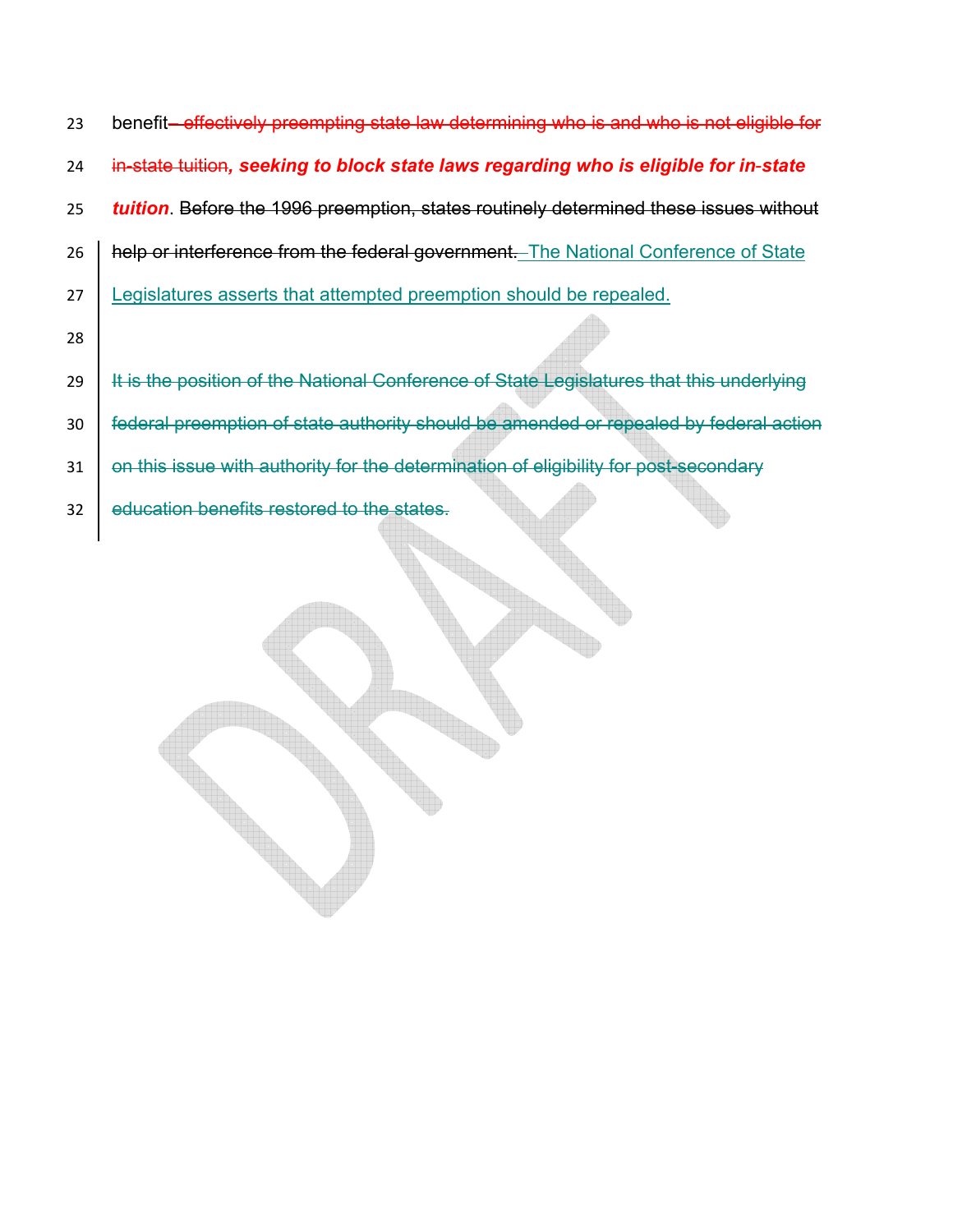23 benefit~~– effectively preempting state law determining who is and who is not eligible for~~

24 ~~in-state tuition~~***, seeking to block state laws regarding who is eligible for in-state***

25 ***tuition***. ~~Before the 1996 preemption, states routinely determined these issues without~~

26 ~~help or interference from the federal government.~~ <u>The National Conference of State</u>

27 <u>Legislatures asserts that attempted preemption should be repealed.</u>

28

29 ~~It is the position of the National Conference of State Legislatures that this underlying~~

30 ~~federal preemption of state authority should be amended or repealed by federal action~~

31 ~~on this issue with authority for the determination of eligibility for post-secondary~~

32 ~~education benefits restored to the states.~~